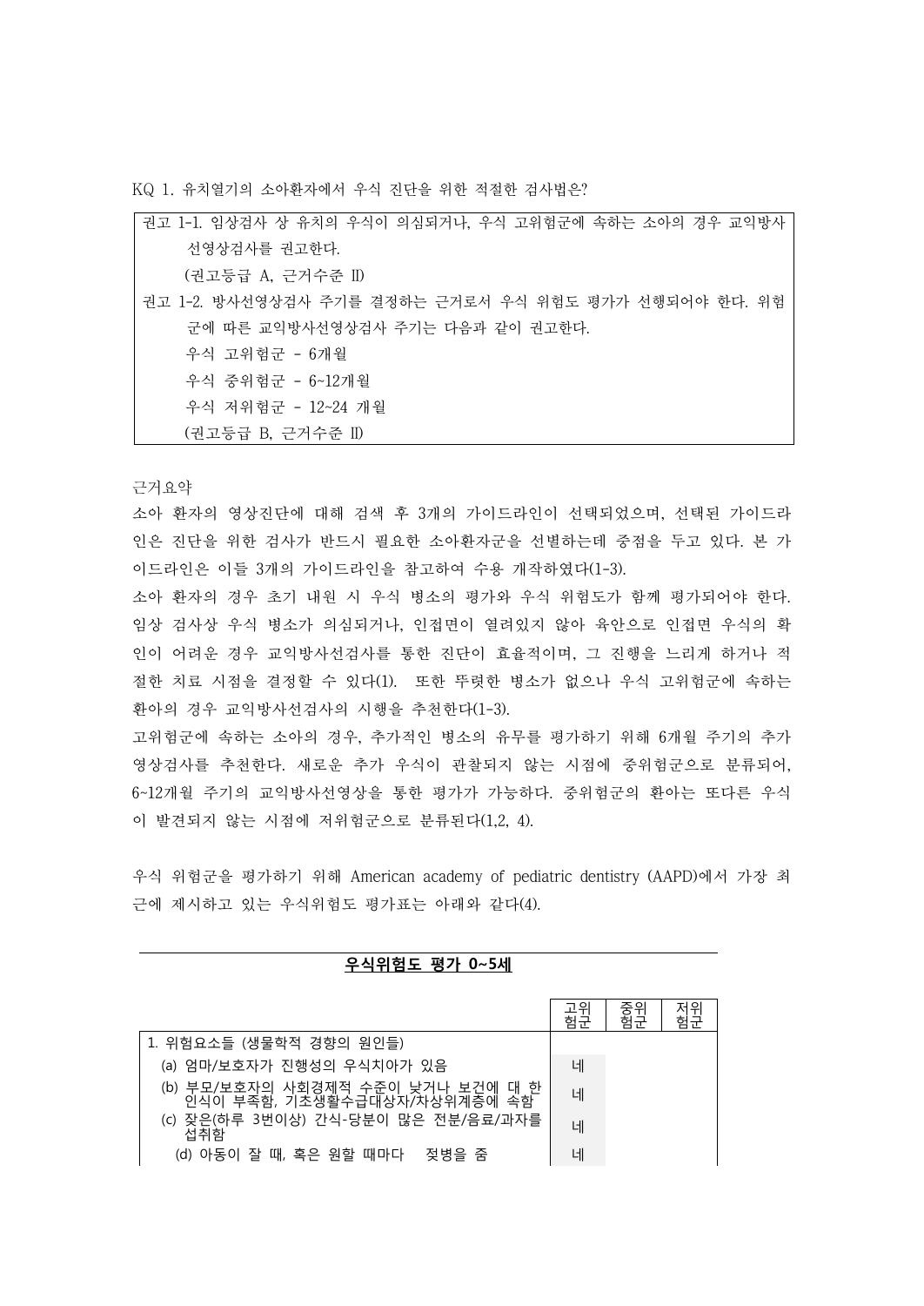KQ 1. 유치열기의 소아환자에서 우식 진단을 위한 적절한 검사법은?

| |
|---|
| 권고 1-1. 임상검사 상 유치의 우식이 의심되거나, 우식 고위험군에 속하는 소아의 경우 교익방사선영상검사를 권고한다.<br>(권고등급 A, 근거수준 II)<br>권고 1-2. 방사선영상검사 주기를 결정하는 근거로서 우식 위험도 평가가 선행되어야 한다. 위험군에 따른 교익방사선영상검사 주기는 다음과 같이 권고한다.<br>우식 고위험군 - 6개월<br>우식 중위험군 - 6~12개월<br>우식 저위험군 - 12~24 개월<br>(권고등급 B, 근거수준 II) |

근거요약

소아 환자의 영상진단에 대해 검색 후 3개의 가이드라인이 선택되었으며, 선택된 가이드라인은 진단을 위한 검사가 반드시 필요한 소아환자군을 선별하는데 중점을 두고 있다. 본 가이드라인은 이들 3개의 가이드라인을 참고하여 수용 개작하였다(1-3).

소아 환자의 경우 초기 내원 시 우식 병소의 평가와 우식 위험도가 함께 평가되어야 한다. 임상 검사상 우식 병소가 의심되거나, 인접면이 열려있지 않아 육안으로 인접면 우식의 확인이 어려운 경우 교익방사선검사를 통한 진단이 효율적이며, 그 진행을 느리게 하거나 적절한 치료 시점을 결정할 수 있다(1). 또한 뚜렷한 병소가 없으나 우식 고위험군에 속하는 환아의 경우 교익방사선검사의 시행을 추천한다(1-3).

고위험군에 속하는 소아의 경우, 추가적인 병소의 유무를 평가하기 위해 6개월 주기의 추가 영상검사를 추천한다. 새로운 추가 우식이 관찰되지 않는 시점에 중위험군으로 분류되어, 6~12개월 주기의 교익방사선영상을 통한 평가가 가능하다. 중위험군의 환아는 또다른 우식이 발견되지 않는 시점에 저위험군으로 분류된다(1,2, 4).

우식 위험군을 평가하기 위해 American academy of pediatric dentistry (AAPD)에서 가장 최근에 제시하고 있는 우식위험도 평가표는 아래와 같다(4).

**우식위험도 평가 0~5세**

| | 고위험군 | 중위험군 | 저위험군 |
|---|---|---|---|
| 1. 위험요소들 (생물학적 경향의 원인들) | | | |
| (a) 엄마/보호자가 진행성의 우식치아가 있음 | 네 | | |
| (b) 부모/보호자의 사회경제적 수준이 낮거나 보건에 대 한 인식이 부족함, 기초생활수급대상자/차상위계층에 속함 | 네 | | |
| (c) 잦은(하루 3번이상) 간식-당분이 많은 전분/음료/과자를 섭취함 | 네 | | |
| (d) 아동이 잘 때, 혹은 원할 때마다 젖병을 줌 | 네 | | |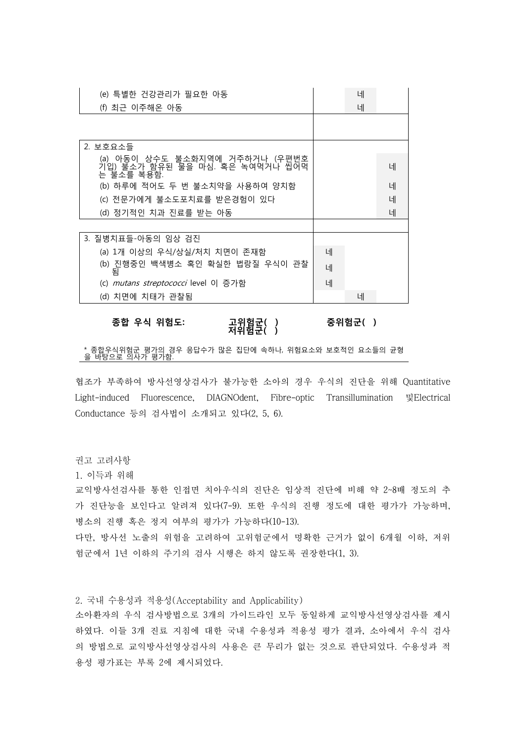| | | | |
|---|---|---|---|
| (e) 특별한 건강관리가 필요한 아동 | | 네 | |
| (f) 최근 이주해온 아동 | | 네 | |
| | | | |
| 2. 보호요소들 | | | |
| (a) 아동이 상수도 불소화지역에 거주하거나 (우편번호 기입) 불소가 함유된 물을 마심. 혹은 녹여먹거나 씹어먹는 불소를 복용함. | | | 네 |
| (b) 하루에 적어도 두 번 불소치약을 사용하여 양치함 | | | 네 |
| (c) 전문가에게 불소도포치료를 받은경험이 있다 | | | 네 |
| (d) 정기적인 치과 진료를 받는 아동 | | | 네 |
| | | | |
| 3. 질병지표들-아동의 임상 검진 | | | |
| (a) 1개 이상의 우식/상실/처치 치면이 존재함 | 네 | | |
| (b) 진행중인 백색병소 혹인 확실한 법랑질 우식이 관찰됨 | 네 | | |
| (c) *mutans streptococci* level 이 증가함 | 네 | | |
| (d) 치면에 치태가 관찰됨 | | 네 | |

**종합 우식 위험도:** **고위험군( )** **중위험군( )** **저위험군( )**

\* 종합우식위험군 평가의 경우 응답수가 많은 집단에 속하나, 위험요소와 보호적인 요소들의 균형을 바탕으로 의사가 평가함.

협조가 부족하여 방사선영상검사가 불가능한 소아의 경우 우식의 진단을 위해 Quantitative Light-induced Fluorescence, DIAGNOdent, Fibre-optic Transillumination 및Electrical Conductance 등의 검사법이 소개되고 있다(2, 5, 6).

권고 고려사항

1. 이득과 위해

교익방사선검사를 통한 인접면 치아우식의 진단은 임상적 진단에 비해 약 2~8배 정도의 추가 진단능을 보인다고 알려져 있다(7-9). 또한 우식의 진행 정도에 대한 평가가 가능하며, 병소의 진행 혹은 정지 여부의 평가가 가능하다(10-13).

다만, 방사선 노출의 위험을 고려하여 고위험군에서 명확한 근거가 없이 6개월 이하, 저위험군에서 1년 이하의 주기의 검사 시행은 하지 않도록 권장한다(1, 3).

2. 국내 수용성과 적용성(Acceptability and Applicability)

소아환자의 우식 검사방법으로 3개의 가이드라인 모두 동일하게 교익방사선영상검사를 제시하였다. 이들 3개 진료 지침에 대한 국내 수용성과 적용성 평가 결과, 소아에서 우식 검사의 방법으로 교익방사선영상검사의 사용은 큰 무리가 없는 것으로 판단되었다. 수용성과 적용성 평가표는 부록 2에 제시되었다.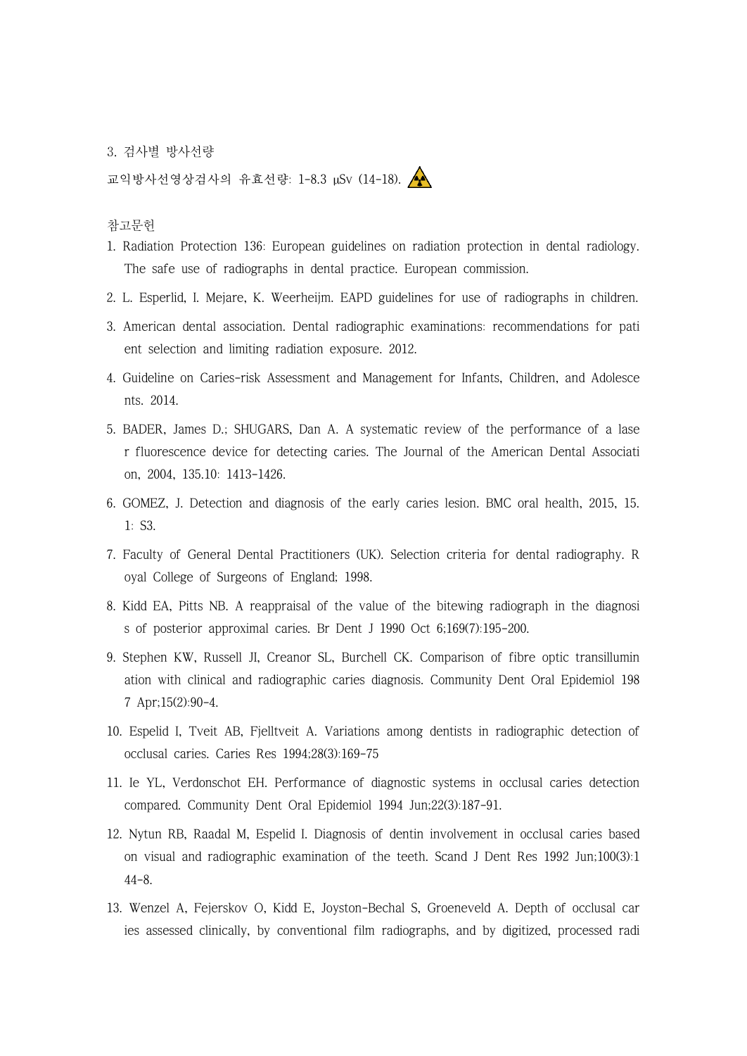3. 검사별 방사선량

교익방사선영상검사의 유효선량: 1-8.3 μSv (14-18).

참고문헌

1. Radiation Protection 136: European guidelines on radiation protection in dental radiology. The safe use of radiographs in dental practice. European commission.
2. L. Esperlid, I. Mejare, K. Weerheijm. EAPD guidelines for use of radiographs in children.
3. American dental association. Dental radiographic examinations: recommendations for patient selection and limiting radiation exposure. 2012.
4. Guideline on Caries-risk Assessment and Management for Infants, Children, and Adolescents. 2014.
5. BADER, James D.; SHUGARS, Dan A. A systematic review of the performance of a laser fluorescence device for detecting caries. The Journal of the American Dental Association, 2004, 135.10: 1413-1426.
6. GOMEZ, J. Detection and diagnosis of the early caries lesion. BMC oral health, 2015, 15.1: S3.
7. Faculty of General Dental Practitioners (UK). Selection criteria for dental radiography. Royal College of Surgeons of England; 1998.
8. Kidd EA, Pitts NB. A reappraisal of the value of the bitewing radiograph in the diagnosis of posterior approximal caries. Br Dent J 1990 Oct 6;169(7):195-200.
9. Stephen KW, Russell JI, Creanor SL, Burchell CK. Comparison of fibre optic transillumination with clinical and radiographic caries diagnosis. Community Dent Oral Epidemiol 1987 Apr;15(2):90-4.
10. Espelid I, Tveit AB, Fjelltveit A. Variations among dentists in radiographic detection of occlusal caries. Caries Res 1994;28(3):169-75
11. Ie YL, Verdonschot EH. Performance of diagnostic systems in occlusal caries detection compared. Community Dent Oral Epidemiol 1994 Jun;22(3):187-91.
12. Nytun RB, Raadal M, Espelid I. Diagnosis of dentin involvement in occlusal caries based on visual and radiographic examination of the teeth. Scand J Dent Res 1992 Jun;100(3):144-8.
13. Wenzel A, Fejerskov O, Kidd E, Joyston-Bechal S, Groeneveld A. Depth of occlusal caries assessed clinically, by conventional film radiographs, and by digitized, processed radi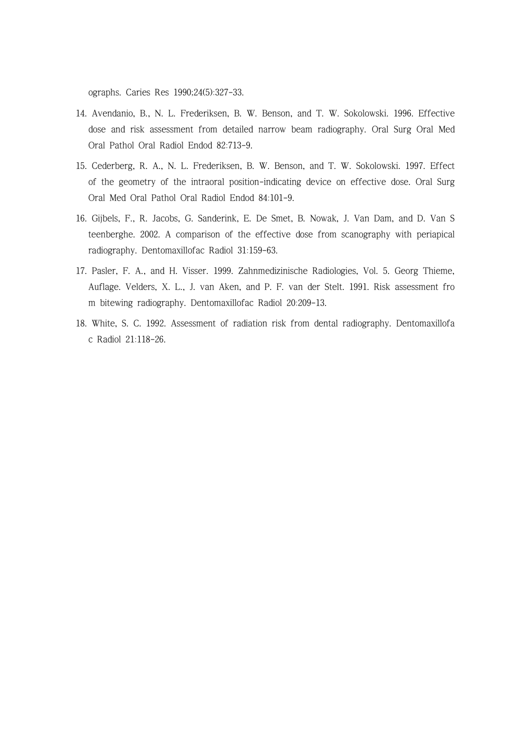ographs. Caries Res 1990;24(5):327-33.

14. Avendanio, B., N. L. Frederiksen, B. W. Benson, and T. W. Sokolowski. 1996. Effective dose and risk assessment from detailed narrow beam radiography. Oral Surg Oral Med Oral Pathol Oral Radiol Endod 82:713-9.

15. Cederberg, R. A., N. L. Frederiksen, B. W. Benson, and T. W. Sokolowski. 1997. Effect of the geometry of the intraoral position-indicating device on effective dose. Oral Surg Oral Med Oral Pathol Oral Radiol Endod 84:101-9.

16. Gijbels, F., R. Jacobs, G. Sanderink, E. De Smet, B. Nowak, J. Van Dam, and D. Van Steenberghe. 2002. A comparison of the effective dose from scanography with periapical radiography. Dentomaxillofac Radiol 31:159-63.

17. Pasler, F. A., and H. Visser. 1999. Zahnmedizinische Radiologies, Vol. 5. Georg Thieme, Auflage. Velders, X. L., J. van Aken, and P. F. van der Stelt. 1991. Risk assessment from bitewing radiography. Dentomaxillofac Radiol 20:209-13.

18. White, S. C. 1992. Assessment of radiation risk from dental radiography. Dentomaxillofac Radiol 21:118-26.